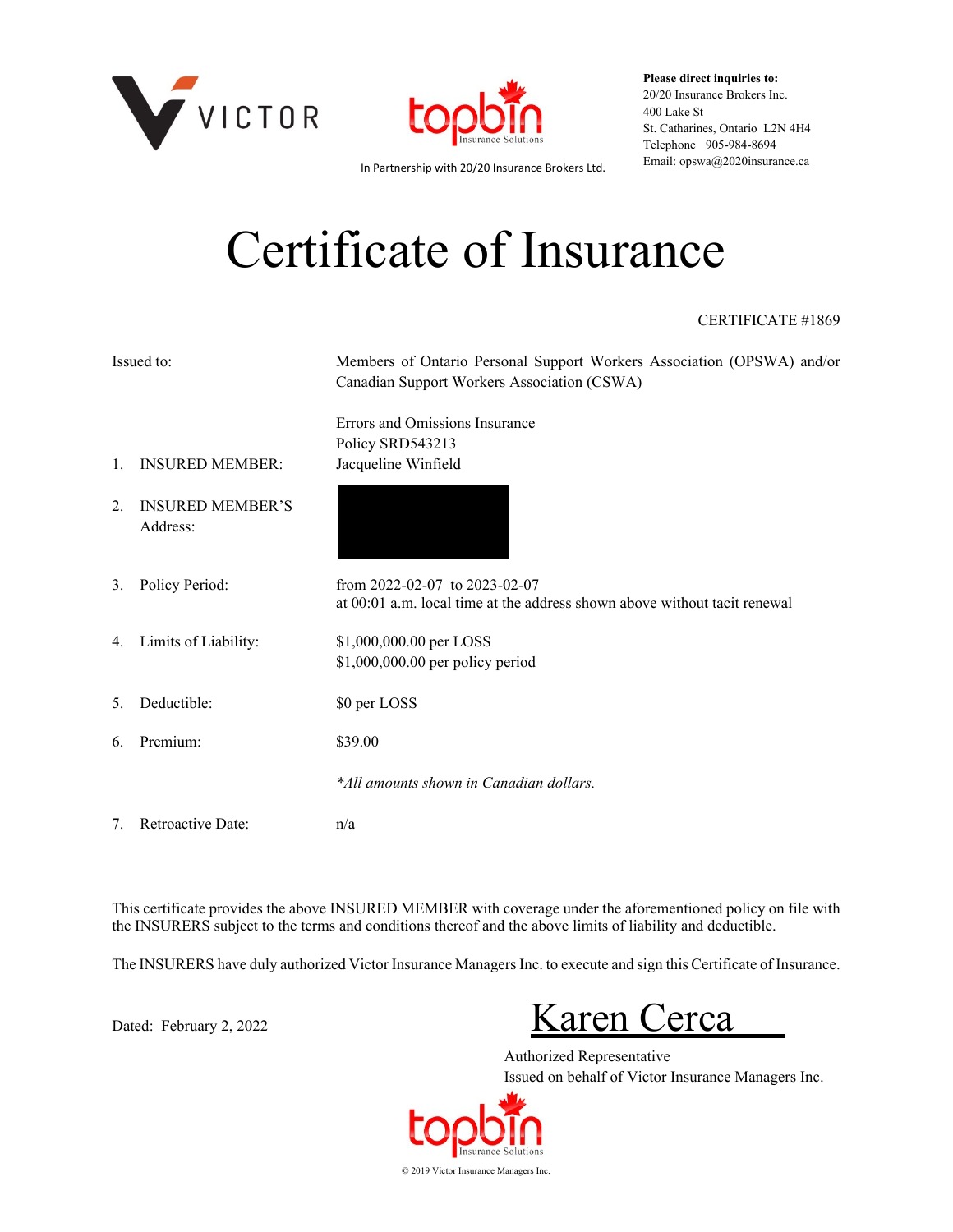VICTOR

topbin Insurance Solutions

In Partnership with 20/20 Insurance Brokers Ltd.

**Please direct inquiries to:**
20/20 Insurance Brokers Inc.
400 Lake St
St. Catharines, Ontario L2N 4H4
Telephone 905-984-8694
Email: opswa@2020insurance.ca

# Certificate of Insurance

CERTIFICATE #1869

| | |
|---|---|
| Issued to: | Members of Ontario Personal Support Workers Association (OPSWA) and/or Canadian Support Workers Association (CSWA) |
| | Errors and Omissions Insurance<br>Policy SRD543213 |
| 1. INSURED MEMBER: | Jacqueline Winfield |
| 2. INSURED MEMBER'S Address: | |
| 3. Policy Period: | from 2022-02-07 to 2023-02-07<br>at 00:01 a.m. local time at the address shown above without tacit renewal |
| 4. Limits of Liability: | $1,000,000.00 per LOSS<br>$1,000,000.00 per policy period |
| 5. Deductible: | $0 per LOSS |
| 6. Premium: | $39.00 |
| | *\*All amounts shown in Canadian dollars.* |
| 7. Retroactive Date: | n/a |

This certificate provides the above INSURED MEMBER with coverage under the aforementioned policy on file with the INSURERS subject to the terms and conditions thereof and the above limits of liability and deductible.

The INSURERS have duly authorized Victor Insurance Managers Inc. to execute and sign this Certificate of Insurance.

Dated: February 2, 2022

Karen Cerca

Authorized Representative
Issued on behalf of Victor Insurance Managers Inc.

topbin Insurance Solutions

© 2019 Victor Insurance Managers Inc.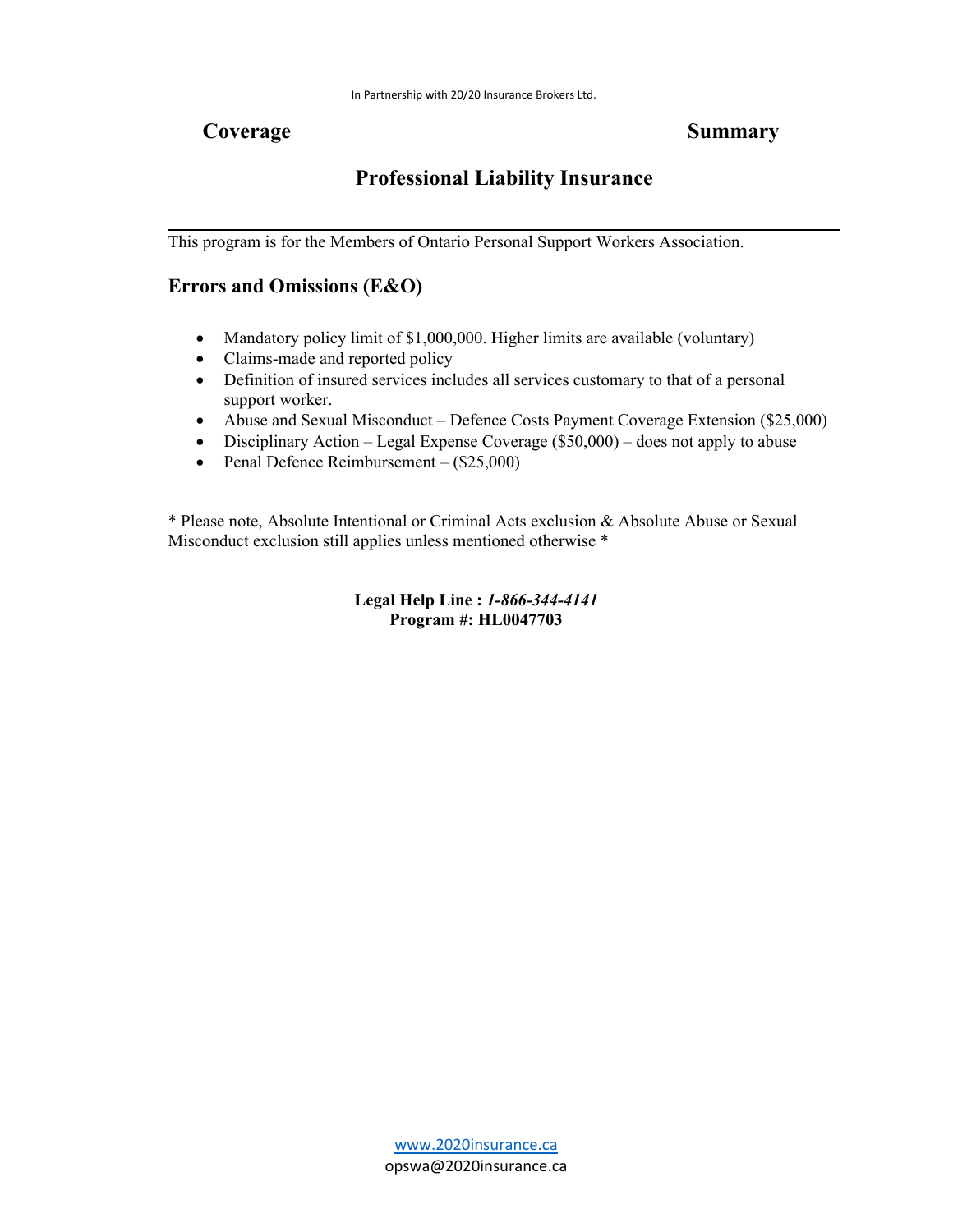In Partnership with 20/20 Insurance Brokers Ltd.

# Coverage Summary

## Professional Liability Insurance

---

This program is for the Members of Ontario Personal Support Workers Association.

### Errors and Omissions (E&O)

- Mandatory policy limit of $1,000,000. Higher limits are available (voluntary)
- Claims-made and reported policy
- Definition of insured services includes all services customary to that of a personal support worker.
- Abuse and Sexual Misconduct – Defence Costs Payment Coverage Extension ($25,000)
- Disciplinary Action – Legal Expense Coverage ($50,000) – does not apply to abuse
- Penal Defence Reimbursement – ($25,000)

* Please note, Absolute Intentional or Criminal Acts exclusion & Absolute Abuse or Sexual Misconduct exclusion still applies unless mentioned otherwise *

**Legal Help Line :** ***1-866-344-4141***
**Program #: HL0047703**

www.2020insurance.ca
opswa@2020insurance.ca